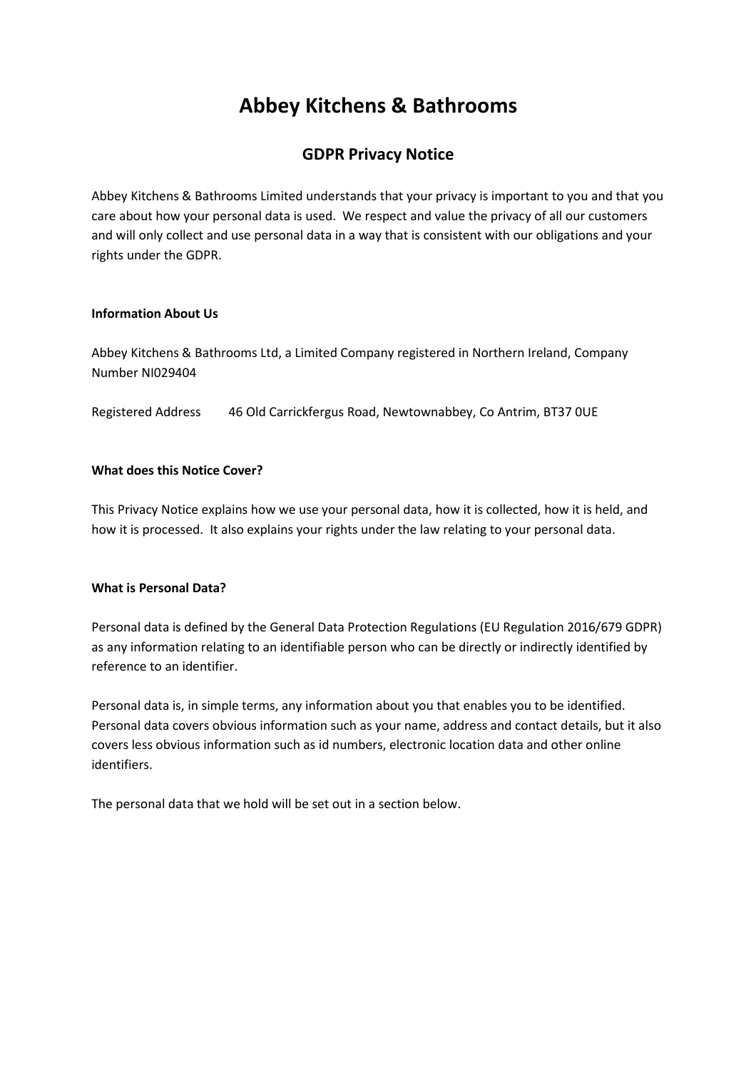# Abbey Kitchens & Bathrooms

## GDPR Privacy Notice

Abbey Kitchens & Bathrooms Limited understands that your privacy is important to you and that you care about how your personal data is used. We respect and value the privacy of all our customers and will only collect and use personal data in a way that is consistent with our obligations and your rights under the GDPR.

**Information About Us**

Abbey Kitchens & Bathrooms Ltd, a Limited Company registered in Northern Ireland, Company Number NI029404

Registered Address 46 Old Carrickfergus Road, Newtownabbey, Co Antrim, BT37 0UE

**What does this Notice Cover?**

This Privacy Notice explains how we use your personal data, how it is collected, how it is held, and how it is processed. It also explains your rights under the law relating to your personal data.

**What is Personal Data?**

Personal data is defined by the General Data Protection Regulations (EU Regulation 2016/679 GDPR) as any information relating to an identifiable person who can be directly or indirectly identified by reference to an identifier.

Personal data is, in simple terms, any information about you that enables you to be identified. Personal data covers obvious information such as your name, address and contact details, but it also covers less obvious information such as id numbers, electronic location data and other online identifiers.

The personal data that we hold will be set out in a section below.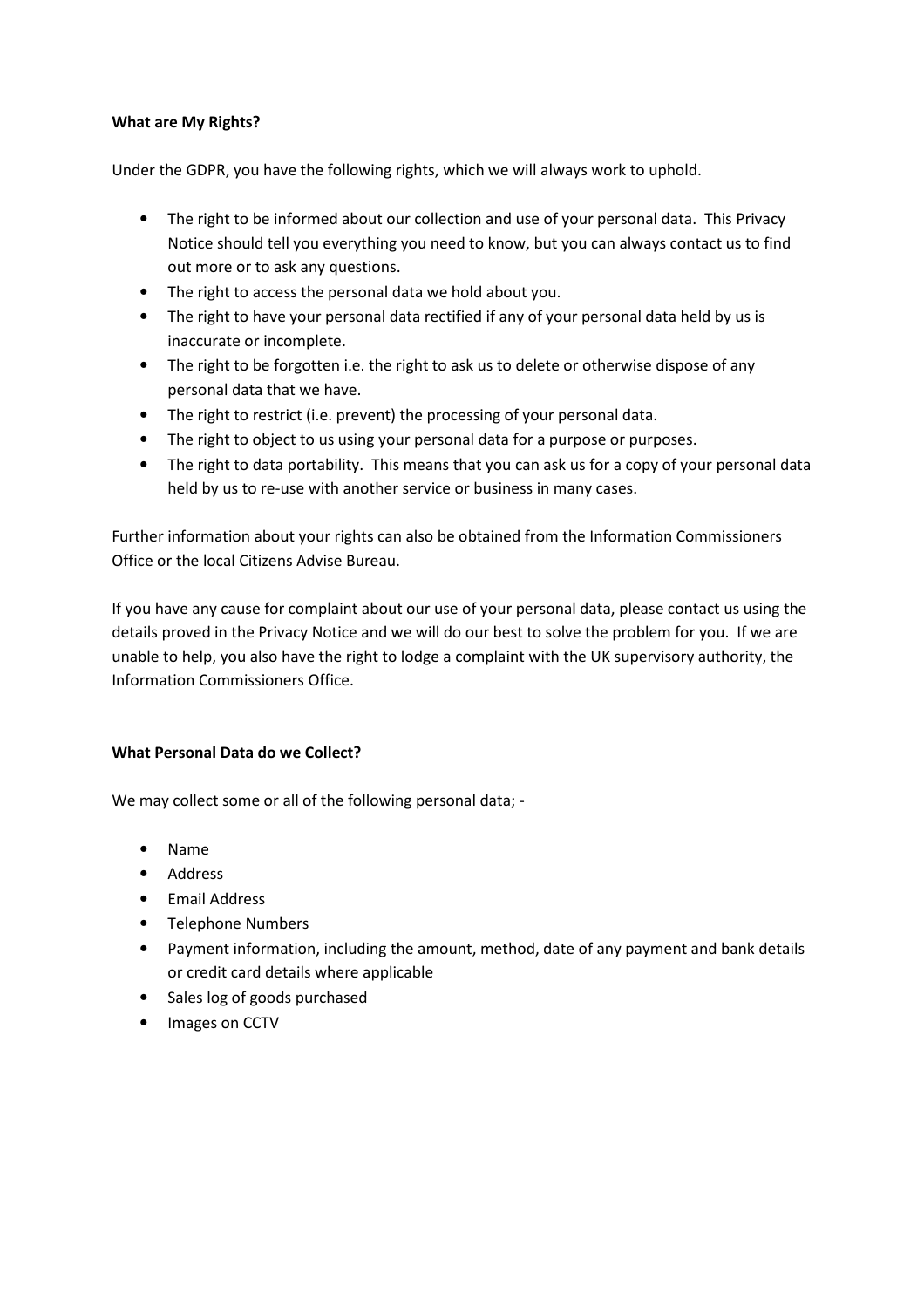**What are My Rights?**

Under the GDPR, you have the following rights, which we will always work to uphold.

- The right to be informed about our collection and use of your personal data. This Privacy Notice should tell you everything you need to know, but you can always contact us to find out more or to ask any questions.
- The right to access the personal data we hold about you.
- The right to have your personal data rectified if any of your personal data held by us is inaccurate or incomplete.
- The right to be forgotten i.e. the right to ask us to delete or otherwise dispose of any personal data that we have.
- The right to restrict (i.e. prevent) the processing of your personal data.
- The right to object to us using your personal data for a purpose or purposes.
- The right to data portability. This means that you can ask us for a copy of your personal data held by us to re-use with another service or business in many cases.

Further information about your rights can also be obtained from the Information Commissioners Office or the local Citizens Advise Bureau.

If you have any cause for complaint about our use of your personal data, please contact us using the details proved in the Privacy Notice and we will do our best to solve the problem for you. If we are unable to help, you also have the right to lodge a complaint with the UK supervisory authority, the Information Commissioners Office.

**What Personal Data do we Collect?**

We may collect some or all of the following personal data; -

- Name
- Address
- Email Address
- Telephone Numbers
- Payment information, including the amount, method, date of any payment and bank details or credit card details where applicable
- Sales log of goods purchased
- Images on CCTV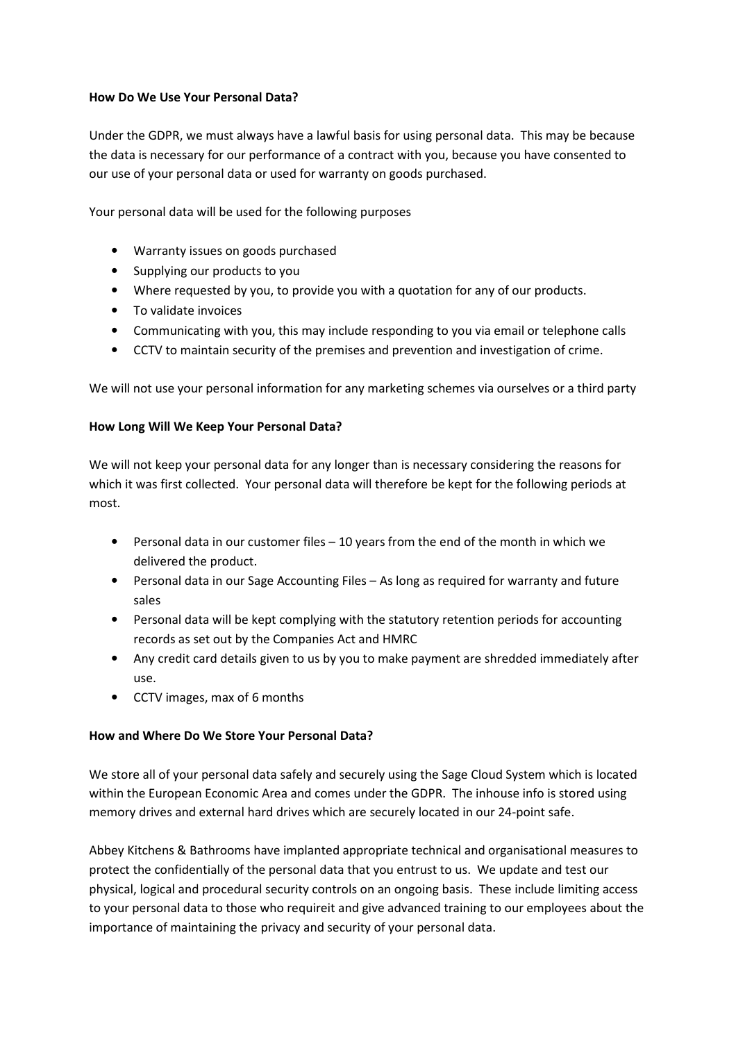**How Do We Use Your Personal Data?**

Under the GDPR, we must always have a lawful basis for using personal data. This may be because the data is necessary for our performance of a contract with you, because you have consented to our use of your personal data or used for warranty on goods purchased.

Your personal data will be used for the following purposes

- Warranty issues on goods purchased
- Supplying our products to you
- Where requested by you, to provide you with a quotation for any of our products.
- To validate invoices
- Communicating with you, this may include responding to you via email or telephone calls
- CCTV to maintain security of the premises and prevention and investigation of crime.

We will not use your personal information for any marketing schemes via ourselves or a third party

**How Long Will We Keep Your Personal Data?**

We will not keep your personal data for any longer than is necessary considering the reasons for which it was first collected. Your personal data will therefore be kept for the following periods at most.

- Personal data in our customer files – 10 years from the end of the month in which we delivered the product.
- Personal data in our Sage Accounting Files – As long as required for warranty and future sales
- Personal data will be kept complying with the statutory retention periods for accounting records as set out by the Companies Act and HMRC
- Any credit card details given to us by you to make payment are shredded immediately after use.
- CCTV images, max of 6 months

**How and Where Do We Store Your Personal Data?**

We store all of your personal data safely and securely using the Sage Cloud System which is located within the European Economic Area and comes under the GDPR. The inhouse info is stored using memory drives and external hard drives which are securely located in our 24-point safe.

Abbey Kitchens & Bathrooms have implanted appropriate technical and organisational measures to protect the confidentially of the personal data that you entrust to us. We update and test our physical, logical and procedural security controls on an ongoing basis. These include limiting access to your personal data to those who requireit and give advanced training to our employees about the importance of maintaining the privacy and security of your personal data.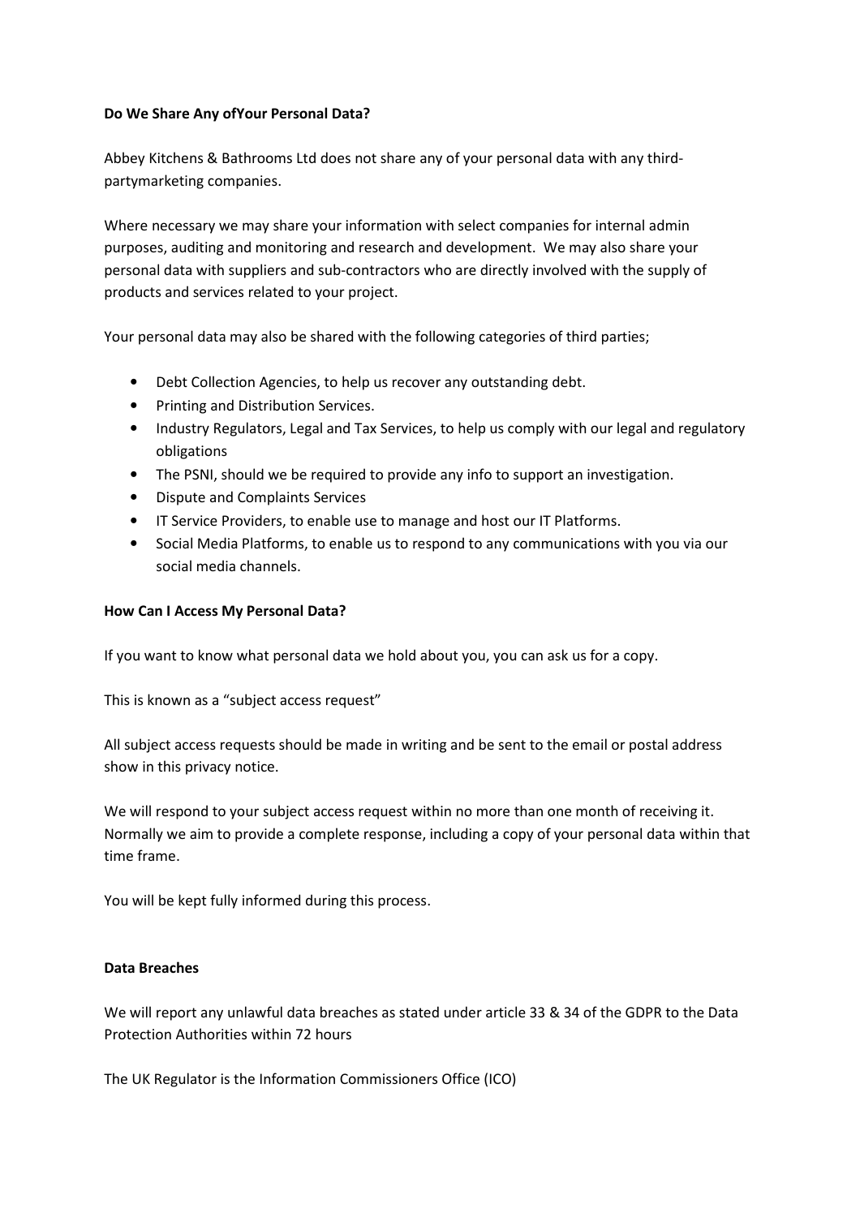**Do We Share Any ofYour Personal Data?**

Abbey Kitchens & Bathrooms Ltd does not share any of your personal data with any third-partymarketing companies.

Where necessary we may share your information with select companies for internal admin purposes, auditing and monitoring and research and development. We may also share your personal data with suppliers and sub-contractors who are directly involved with the supply of products and services related to your project.

Your personal data may also be shared with the following categories of third parties;

- Debt Collection Agencies, to help us recover any outstanding debt.
- Printing and Distribution Services.
- Industry Regulators, Legal and Tax Services, to help us comply with our legal and regulatory obligations
- The PSNI, should we be required to provide any info to support an investigation.
- Dispute and Complaints Services
- IT Service Providers, to enable use to manage and host our IT Platforms.
- Social Media Platforms, to enable us to respond to any communications with you via our social media channels.

**How Can I Access My Personal Data?**

If you want to know what personal data we hold about you, you can ask us for a copy.

This is known as a "subject access request"

All subject access requests should be made in writing and be sent to the email or postal address show in this privacy notice.

We will respond to your subject access request within no more than one month of receiving it. Normally we aim to provide a complete response, including a copy of your personal data within that time frame.

You will be kept fully informed during this process.

**Data Breaches**

We will report any unlawful data breaches as stated under article 33 & 34 of the GDPR to the Data Protection Authorities within 72 hours

The UK Regulator is the Information Commissioners Office (ICO)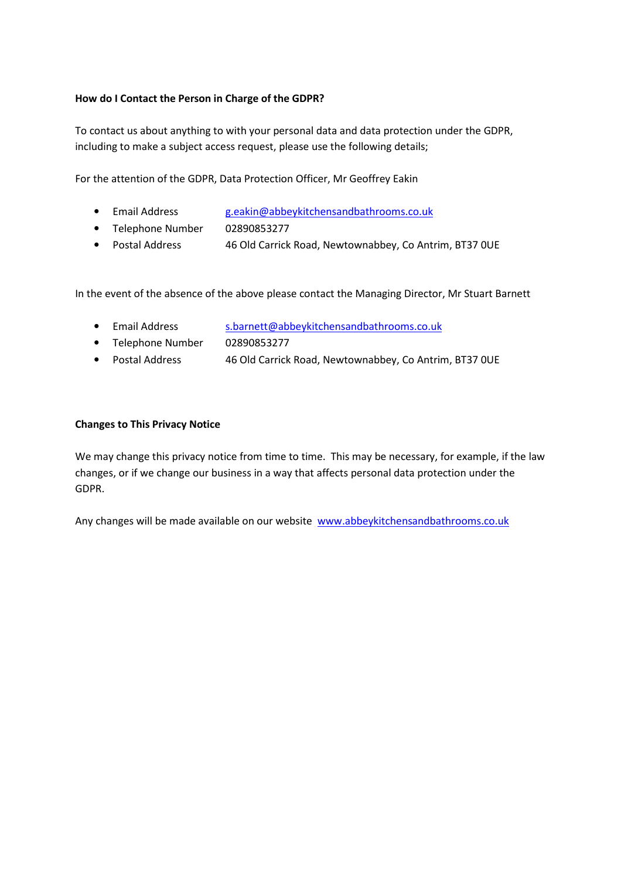**How do I Contact the Person in Charge of the GDPR?**

To contact us about anything to with your personal data and data protection under the GDPR, including to make a subject access request, please use the following details;

For the attention of the GDPR, Data Protection Officer, Mr Geoffrey Eakin

- Email Address g.eakin@abbeykitchensandbathrooms.co.uk
- Telephone Number 02890853277
- Postal Address 46 Old Carrick Road, Newtownabbey, Co Antrim, BT37 0UE

In the event of the absence of the above please contact the Managing Director, Mr Stuart Barnett

- Email Address s.barnett@abbeykitchensandbathrooms.co.uk
- Telephone Number 02890853277
- Postal Address 46 Old Carrick Road, Newtownabbey, Co Antrim, BT37 0UE

**Changes to This Privacy Notice**

We may change this privacy notice from time to time. This may be necessary, for example, if the law changes, or if we change our business in a way that affects personal data protection under the GDPR.

Any changes will be made available on our website www.abbeykitchensandbathrooms.co.uk